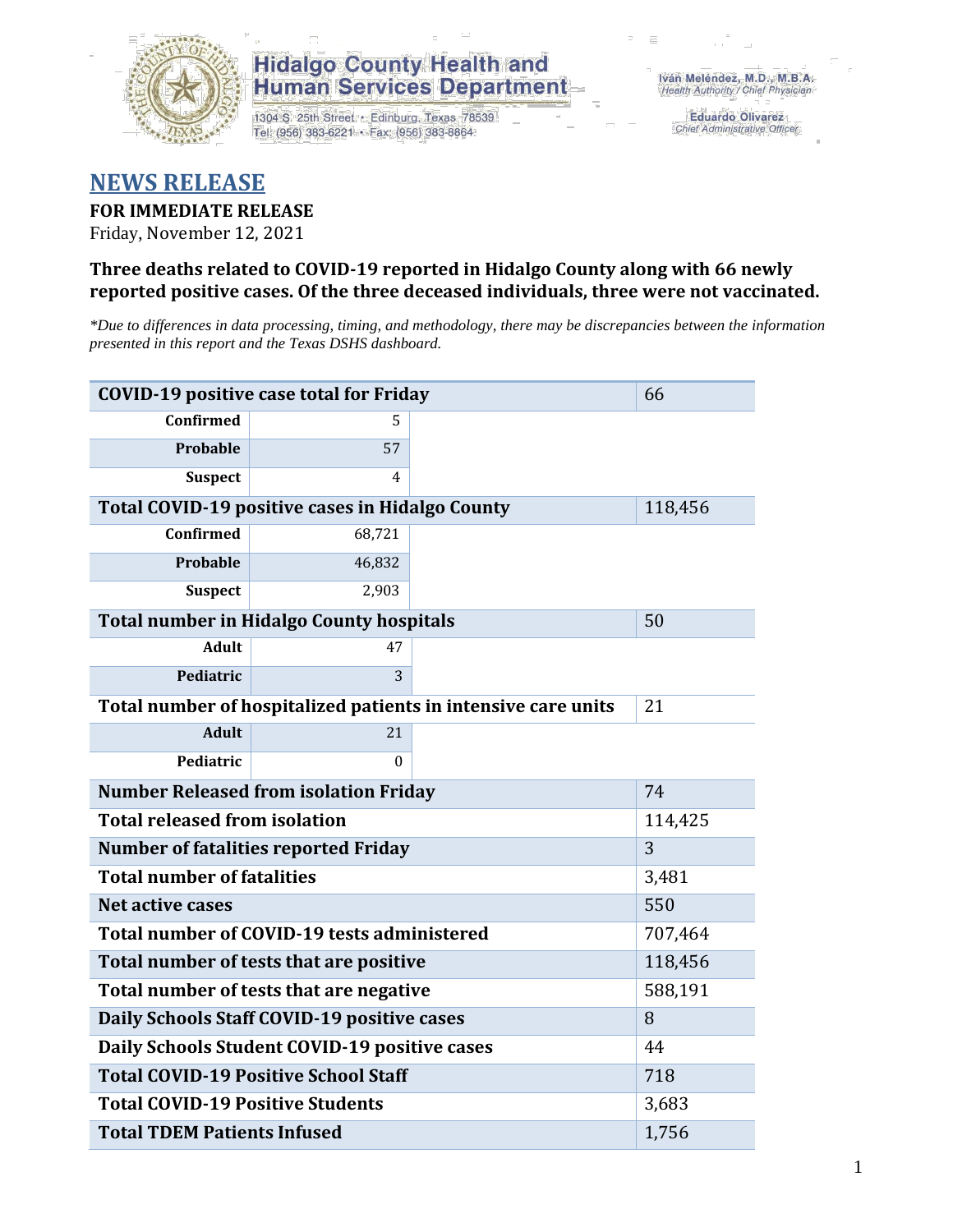**Hidalgo County Health and Human Services Department**

1304 S. 25th Street • Edinburg, Texas 78539
Tel: (956) 383-6221 • Fax: (956) 383-8864

Iván Meléndez, M.D., M.B.A.
*Health Authority / Chief Physician*

Eduardo Olivarez
*Chief Administrative Officer*

# NEWS RELEASE

**FOR IMMEDIATE RELEASE**
Friday, November 12, 2021

**Three deaths related to COVID-19 reported in Hidalgo County along with 66 newly reported positive cases. Of the three deceased individuals, three were not vaccinated.**

*\*Due to differences in data processing, timing, and methodology, there may be discrepancies between the information presented in this report and the Texas DSHS dashboard.*

| COVID-19 positive case total for Friday | | 66 |
|---|---|---|
| Confirmed | 5 | |
| Probable | 57 | |
| Suspect | 4 | |
| **Total COVID-19 positive cases in Hidalgo County** | | 118,456 |
| Confirmed | 68,721 | |
| Probable | 46,832 | |
| Suspect | 2,903 | |
| **Total number in Hidalgo County hospitals** | | 50 |
| Adult | 47 | |
| Pediatric | 3 | |
| **Total number of hospitalized patients in intensive care units** | | 21 |
| Adult | 21 | |
| Pediatric | 0 | |
| **Number Released from isolation Friday** | | 74 |
| **Total released from isolation** | | 114,425 |
| **Number of fatalities reported Friday** | | 3 |
| **Total number of fatalities** | | 3,481 |
| **Net active cases** | | 550 |
| **Total number of COVID-19 tests administered** | | 707,464 |
| **Total number of tests that are positive** | | 118,456 |
| **Total number of tests that are negative** | | 588,191 |
| **Daily Schools Staff COVID-19 positive cases** | | 8 |
| **Daily Schools Student COVID-19 positive cases** | | 44 |
| **Total COVID-19 Positive School Staff** | | 718 |
| **Total COVID-19 Positive Students** | | 3,683 |
| **Total TDEM Patients Infused** | | 1,756 |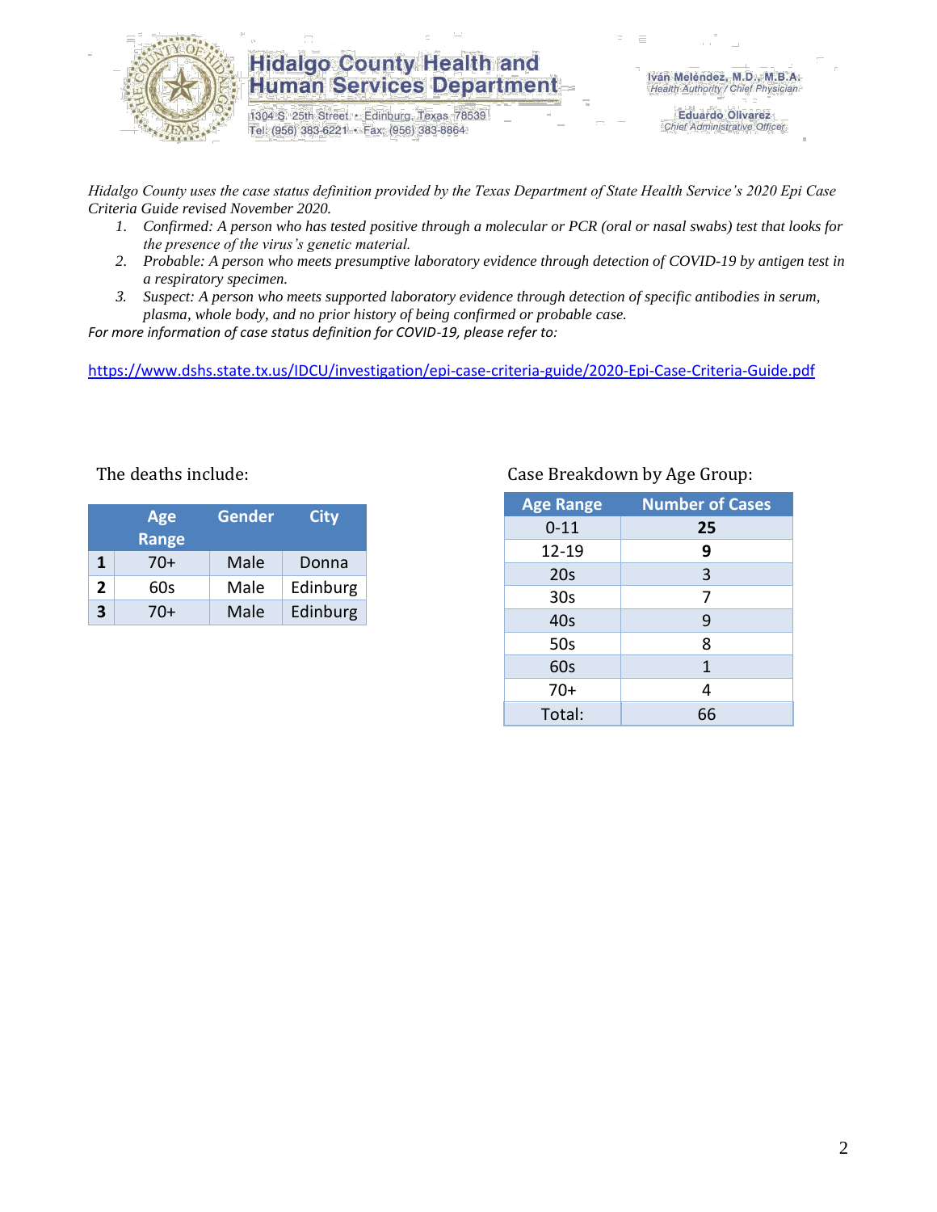# Hidalgo County Health and Human Services Department

1304 S. 25th Street • Edinburg, Texas 78539
Tel: (956) 383-6221 • Fax: (956) 383-8864

Iván Meléndez, M.D., M.B.A.
Health Authority / Chief Physician

Eduardo Olivarez
Chief Administrative Officer

*Hidalgo County uses the case status definition provided by the Texas Department of State Health Service's 2020 Epi Case Criteria Guide revised November 2020.*

1. *Confirmed: A person who has tested positive through a molecular or PCR (oral or nasal swabs) test that looks for the presence of the virus's genetic material.*
2. *Probable: A person who meets presumptive laboratory evidence through detection of COVID-19 by antigen test in a respiratory specimen.*
3. *Suspect: A person who meets supported laboratory evidence through detection of specific antibodies in serum, plasma, whole body, and no prior history of being confirmed or probable case.*

*For more information of case status definition for COVID-19, please refer to:*

https://www.dshs.state.tx.us/IDCU/investigation/epi-case-criteria-guide/2020-Epi-Case-Criteria-Guide.pdf

The deaths include:

| | Age Range | Gender | City |
|---|---|---|---|
| **1** | 70+ | Male | Donna |
| **2** | 60s | Male | Edinburg |
| **3** | 70+ | Male | Edinburg |

Case Breakdown by Age Group:

| Age Range | Number of Cases |
|---|---|
| 0-11 | **25** |
| 12-19 | **9** |
| 20s | 3 |
| 30s | 7 |
| 40s | 9 |
| 50s | 8 |
| 60s | 1 |
| 70+ | 4 |
| Total: | 66 |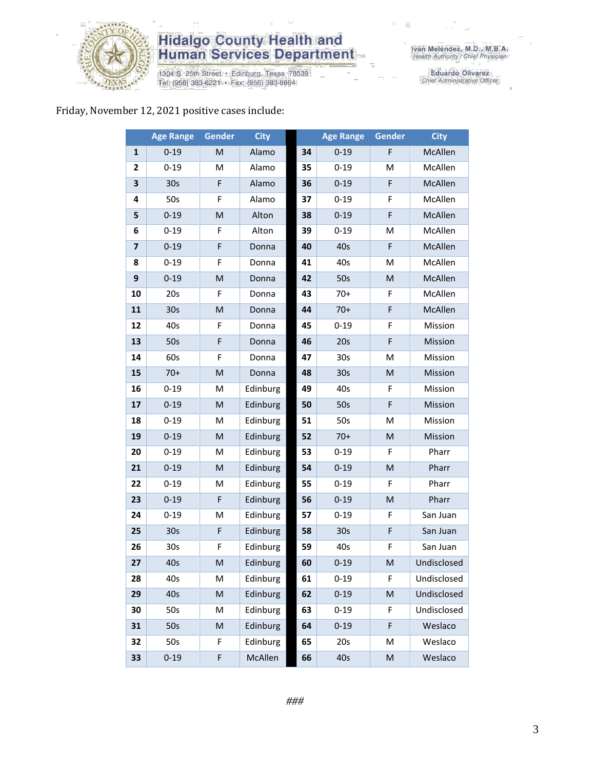Hidalgo County Health and Human Services Department

1304 S. 25th Street • Edinburg, Texas 78539
Tel: (956) 383-6221 • Fax: (956) 383-8864

Iván Meléndez, M.D., M.B.A.
Health Authority / Chief Physician

Eduardo Olivarez
Chief Administrative Officer

Friday, November 12, 2021 positive cases include:

| | Age Range | Gender | City | | Age Range | Gender | City |
|---|---|---|---|---|---|---|---|
| 1 | 0-19 | M | Alamo | 34 | 0-19 | F | McAllen |
| 2 | 0-19 | M | Alamo | 35 | 0-19 | M | McAllen |
| 3 | 30s | F | Alamo | 36 | 0-19 | F | McAllen |
| 4 | 50s | F | Alamo | 37 | 0-19 | F | McAllen |
| 5 | 0-19 | M | Alton | 38 | 0-19 | F | McAllen |
| 6 | 0-19 | F | Alton | 39 | 0-19 | M | McAllen |
| 7 | 0-19 | F | Donna | 40 | 40s | F | McAllen |
| 8 | 0-19 | F | Donna | 41 | 40s | M | McAllen |
| 9 | 0-19 | M | Donna | 42 | 50s | M | McAllen |
| 10 | 20s | F | Donna | 43 | 70+ | F | McAllen |
| 11 | 30s | M | Donna | 44 | 70+ | F | McAllen |
| 12 | 40s | F | Donna | 45 | 0-19 | F | Mission |
| 13 | 50s | F | Donna | 46 | 20s | F | Mission |
| 14 | 60s | F | Donna | 47 | 30s | M | Mission |
| 15 | 70+ | M | Donna | 48 | 30s | M | Mission |
| 16 | 0-19 | M | Edinburg | 49 | 40s | F | Mission |
| 17 | 0-19 | M | Edinburg | 50 | 50s | F | Mission |
| 18 | 0-19 | M | Edinburg | 51 | 50s | M | Mission |
| 19 | 0-19 | M | Edinburg | 52 | 70+ | M | Mission |
| 20 | 0-19 | M | Edinburg | 53 | 0-19 | F | Pharr |
| 21 | 0-19 | M | Edinburg | 54 | 0-19 | M | Pharr |
| 22 | 0-19 | M | Edinburg | 55 | 0-19 | F | Pharr |
| 23 | 0-19 | F | Edinburg | 56 | 0-19 | M | Pharr |
| 24 | 0-19 | M | Edinburg | 57 | 0-19 | F | San Juan |
| 25 | 30s | F | Edinburg | 58 | 30s | F | San Juan |
| 26 | 30s | F | Edinburg | 59 | 40s | F | San Juan |
| 27 | 40s | M | Edinburg | 60 | 0-19 | M | Undisclosed |
| 28 | 40s | M | Edinburg | 61 | 0-19 | F | Undisclosed |
| 29 | 40s | M | Edinburg | 62 | 0-19 | M | Undisclosed |
| 30 | 50s | M | Edinburg | 63 | 0-19 | F | Undisclosed |
| 31 | 50s | M | Edinburg | 64 | 0-19 | F | Weslaco |
| 32 | 50s | F | Edinburg | 65 | 20s | M | Weslaco |
| 33 | 0-19 | F | McAllen | 66 | 40s | M | Weslaco |

###